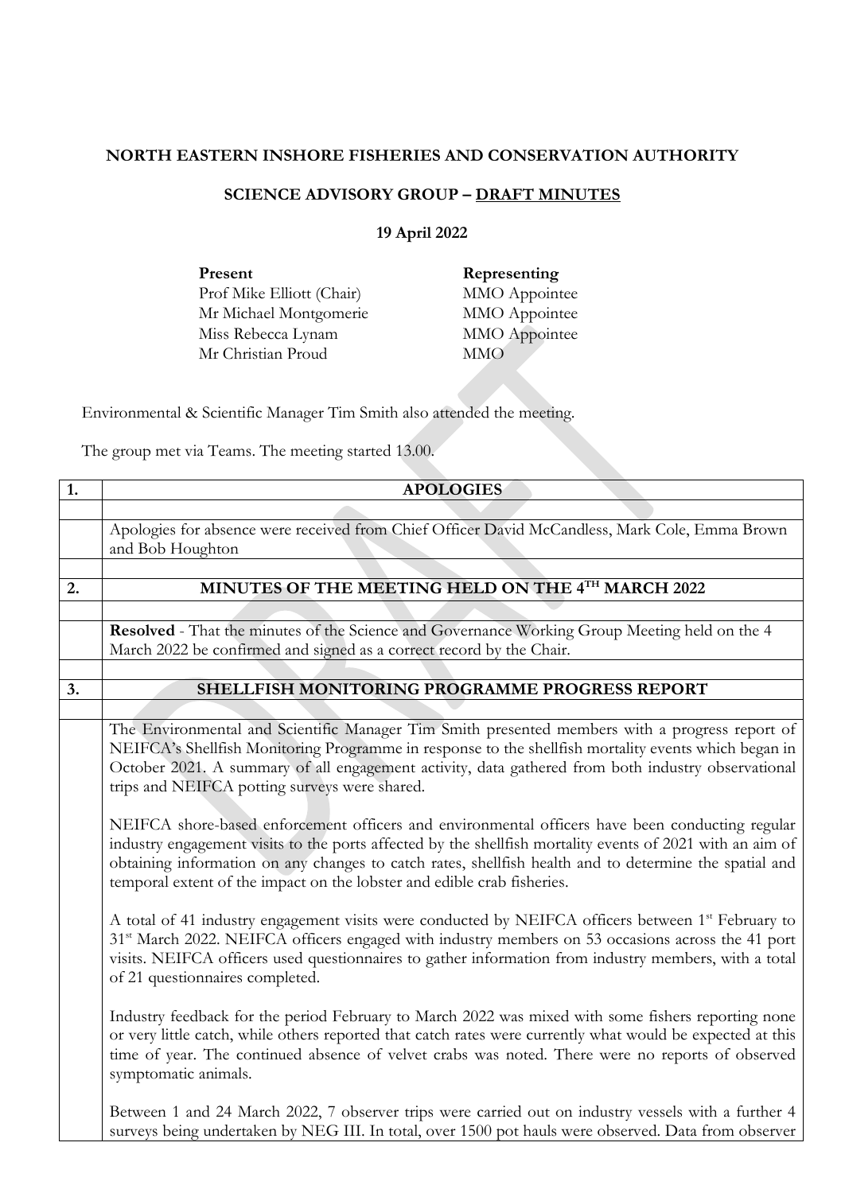**NORTH EASTERN INSHORE FISHERIES AND CONSERVATION AUTHORITY**

**SCIENCE ADVISORY GROUP – DRAFT MINUTES**

**19 April 2022**

| **Present** | **Representing** |
|---|---|
| Prof Mike Elliott (Chair) | MMO Appointee |
| Mr Michael Montgomerie | MMO Appointee |
| Miss Rebecca Lynam | MMO Appointee |
| Mr Christian Proud | MMO |

Environmental & Scientific Manager Tim Smith also attended the meeting.

The group met via Teams. The meeting started 13.00.

| **1.** | **APOLOGIES** |
|---|---|
| | Apologies for absence were received from Chief Officer David McCandless, Mark Cole, Emma Brown and Bob Houghton |
| **2.** | **MINUTES OF THE MEETING HELD ON THE 4TH MARCH 2022** |
| | **Resolved** - That the minutes of the Science and Governance Working Group Meeting held on the 4 March 2022 be confirmed and signed as a correct record by the Chair. |
| **3.** | **SHELLFISH MONITORING PROGRAMME PROGRESS REPORT** |
| | The Environmental and Scientific Manager Tim Smith presented members with a progress report of NEIFCA's Shellfish Monitoring Programme in response to the shellfish mortality events which began in October 2021. A summary of all engagement activity, data gathered from both industry observational trips and NEIFCA potting surveys were shared. <br><br> NEIFCA shore-based enforcement officers and environmental officers have been conducting regular industry engagement visits to the ports affected by the shellfish mortality events of 2021 with an aim of obtaining information on any changes to catch rates, shellfish health and to determine the spatial and temporal extent of the impact on the lobster and edible crab fisheries. <br><br> A total of 41 industry engagement visits were conducted by NEIFCA officers between 1st February to 31st March 2022. NEIFCA officers engaged with industry members on 53 occasions across the 41 port visits. NEIFCA officers used questionnaires to gather information from industry members, with a total of 21 questionnaires completed. <br><br> Industry feedback for the period February to March 2022 was mixed with some fishers reporting none or very little catch, while others reported that catch rates were currently what would be expected at this time of year. The continued absence of velvet crabs was noted. There were no reports of observed symptomatic animals. <br><br> Between 1 and 24 March 2022, 7 observer trips were carried out on industry vessels with a further 4 surveys being undertaken by NEG III. In total, over 1500 pot hauls were observed. Data from observer |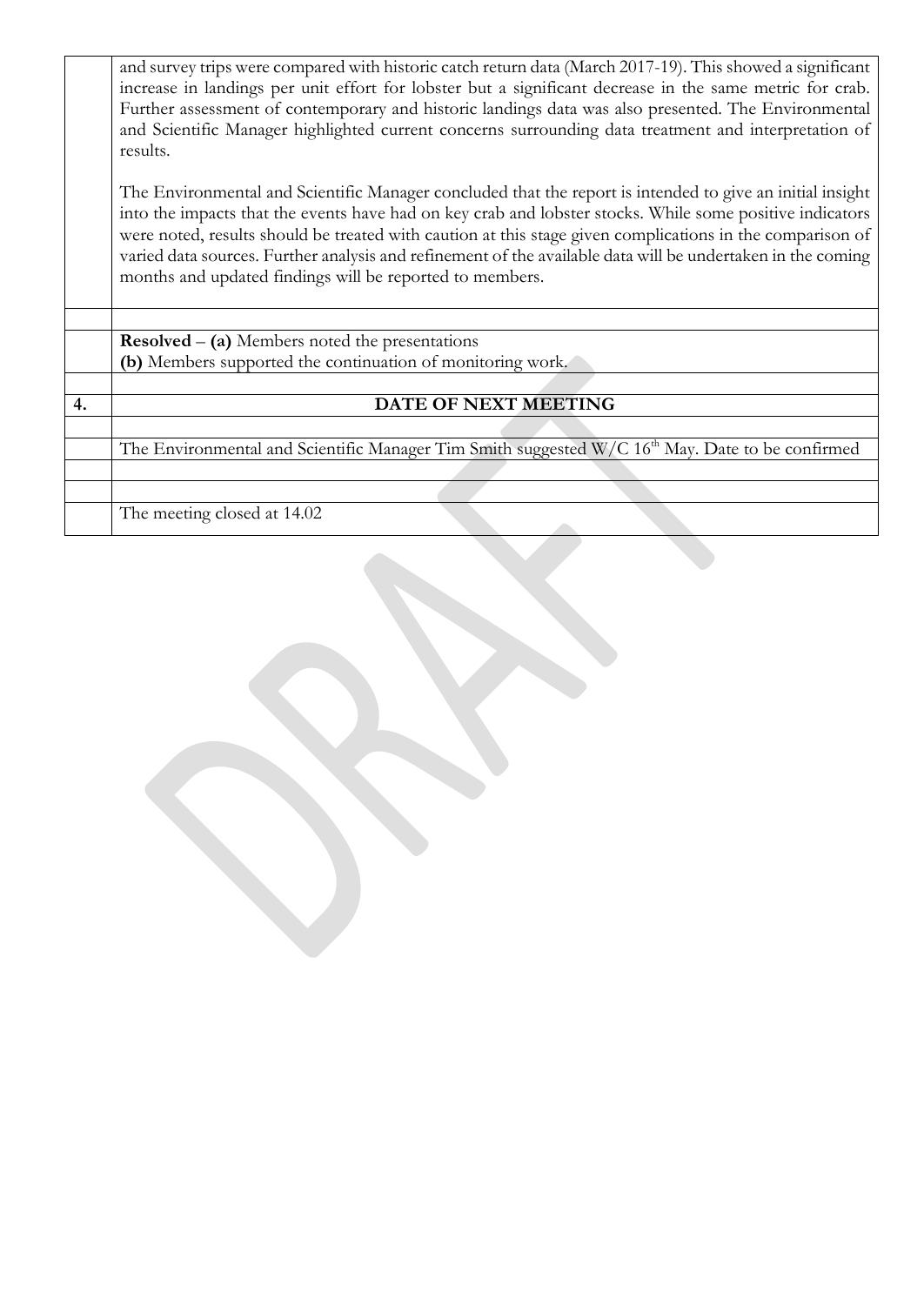| | |
|---|---|
| | and survey trips were compared with historic catch return data (March 2017-19). This showed a significant increase in landings per unit effort for lobster but a significant decrease in the same metric for crab. Further assessment of contemporary and historic landings data was also presented. The Environmental and Scientific Manager highlighted current concerns surrounding data treatment and interpretation of results.<br><br>The Environmental and Scientific Manager concluded that the report is intended to give an initial insight into the impacts that the events have had on key crab and lobster stocks. While some positive indicators were noted, results should be treated with caution at this stage given complications in the comparison of varied data sources. Further analysis and refinement of the available data will be undertaken in the coming months and updated findings will be reported to members. |
| | |
| | **Resolved** – **(a)** Members noted the presentations<br>**(b)** Members supported the continuation of monitoring work. |
| | |
| **4.** | **DATE OF NEXT MEETING** |
| | |
| | The Environmental and Scientific Manager Tim Smith suggested W/C 16th May. Date to be confirmed |
| | |
| | |
| | The meeting closed at 14.02 |